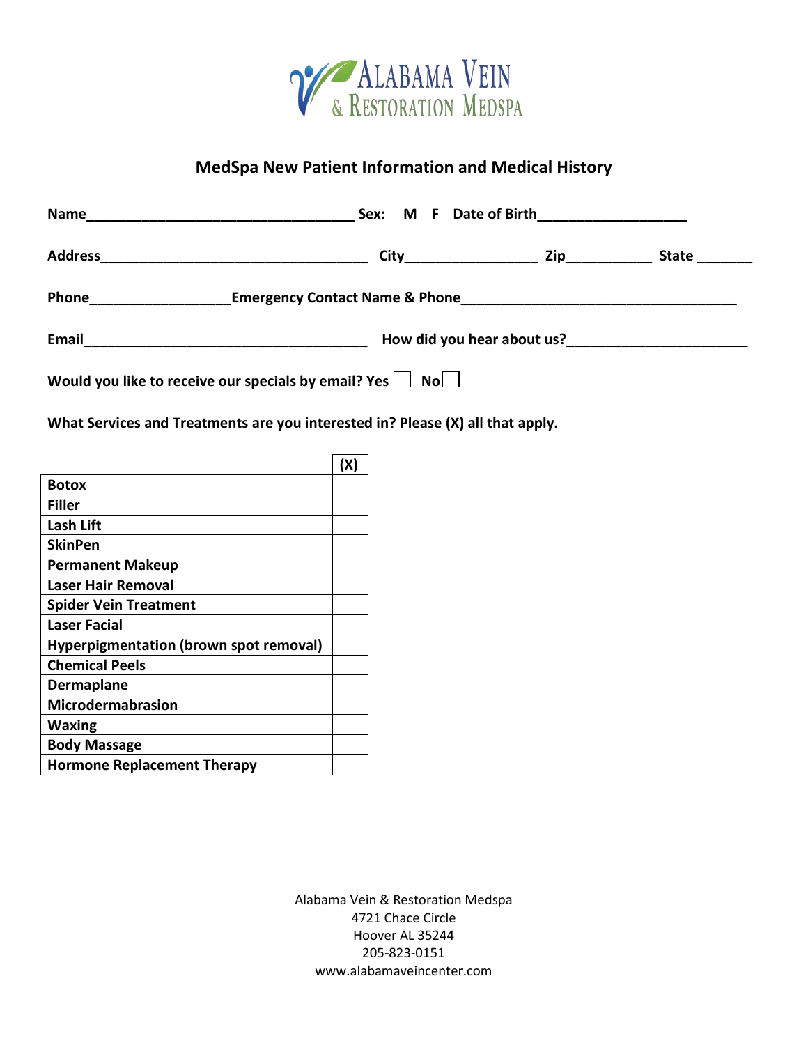# Alabama Vein & Restoration Medspa

## MedSpa New Patient Information and Medical History

**Name**________________________________ **Sex: M F Date of Birth**__________________

**Address**________________________________ **City**________________ **Zip**__________ **State** _______

**Phone**________________ **Emergency Contact Name & Phone**________________________________

**Email**________________________________ **How did you hear about us?**____________________

**Would you like to receive our specials by email? Yes** ☐ **No** ☐

**What Services and Treatments are you interested in? Please (X) all that apply.**

| | (X) |
|---|---|
| **Botox** | |
| **Filler** | |
| **Lash Lift** | |
| **SkinPen** | |
| **Permanent Makeup** | |
| **Laser Hair Removal** | |
| **Spider Vein Treatment** | |
| **Laser Facial** | |
| **Hyperpigmentation (brown spot removal)** | |
| **Chemical Peels** | |
| **Dermaplane** | |
| **Microdermabrasion** | |
| **Waxing** | |
| **Body Massage** | |
| **Hormone Replacement Therapy** | |

Alabama Vein & Restoration Medspa
4721 Chace Circle
Hoover AL 35244
205-823-0151
www.alabamaveincenter.com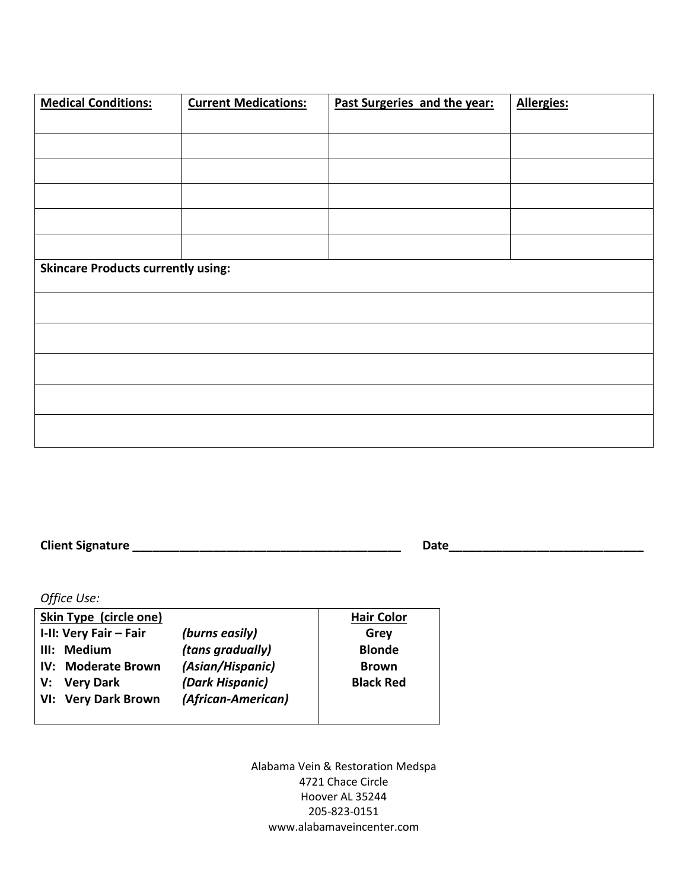| **Medical Conditions:** | **Current Medications:** | **Past Surgeries and the year:** | **Allergies:** |
|---|---|---|---|
| | | | |
| | | | |
| | | | |
| | | | |
| | | | |

| **Skincare Products currently using:** |
|---|
| |
| |
| |
| |
| |

**Client Signature** ________________________________________ **Date**____________________________

*Office Use:*

| **Skin Type (circle one)** | | **Hair Color** |
|---|---|---|
| **I-II: Very Fair – Fair** | ***(burns easily)*** | **Grey** |
| **III: Medium** | ***(tans gradually)*** | **Blonde** |
| **IV: Moderate Brown** | ***(Asian/Hispanic)*** | **Brown** |
| **V: Very Dark** | ***(Dark Hispanic)*** | **Black Red** |
| **VI: Very Dark Brown** | ***(African-American)*** | |

Alabama Vein & Restoration Medspa
4721 Chace Circle
Hoover AL 35244
205-823-0151
www.alabamaveincenter.com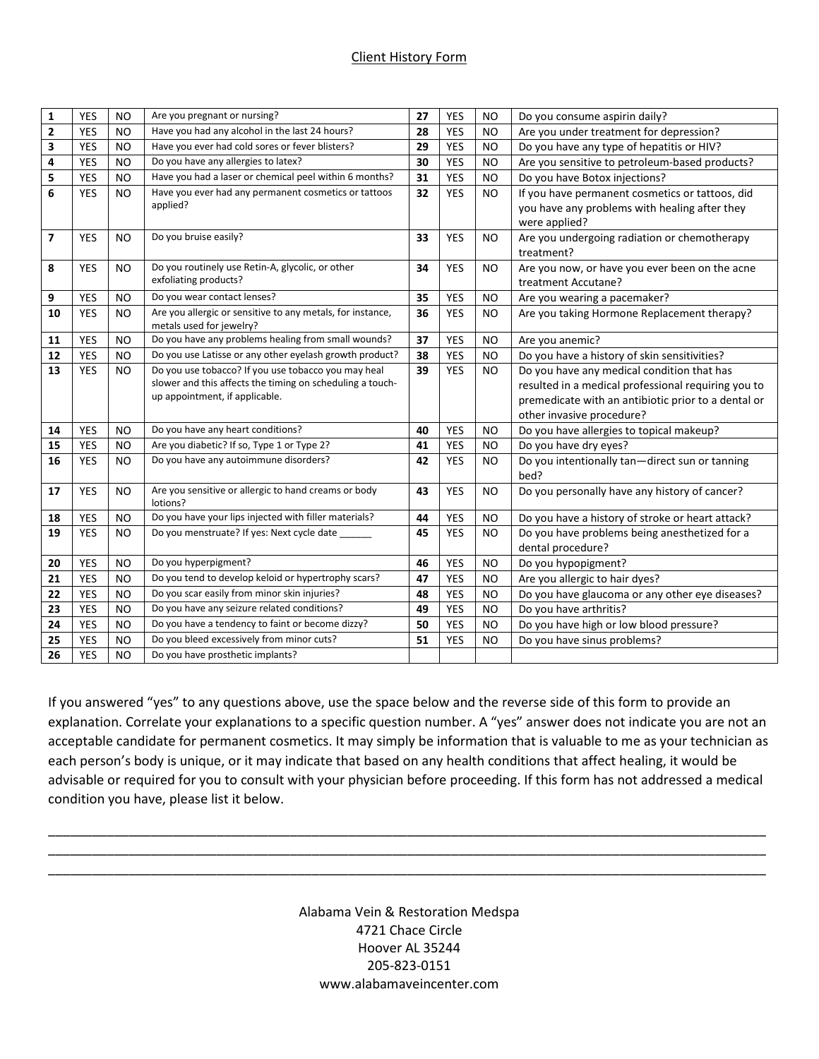Client History Form

| | | | | | | | |
|---|---|---|---|---|---|---|---|
| **1** | YES | NO | Are you pregnant or nursing? | **27** | YES | NO | Do you consume aspirin daily? |
| **2** | YES | NO | Have you had any alcohol in the last 24 hours? | **28** | YES | NO | Are you under treatment for depression? |
| **3** | YES | NO | Have you ever had cold sores or fever blisters? | **29** | YES | NO | Do you have any type of hepatitis or HIV? |
| **4** | YES | NO | Do you have any allergies to latex? | **30** | YES | NO | Are you sensitive to petroleum-based products? |
| **5** | YES | NO | Have you had a laser or chemical peel within 6 months? | **31** | YES | NO | Do you have Botox injections? |
| **6** | YES | NO | Have you ever had any permanent cosmetics or tattoos applied? | **32** | YES | NO | If you have permanent cosmetics or tattoos, did you have any problems with healing after they were applied? |
| **7** | YES | NO | Do you bruise easily? | **33** | YES | NO | Are you undergoing radiation or chemotherapy treatment? |
| **8** | YES | NO | Do you routinely use Retin-A, glycolic, or other exfoliating products? | **34** | YES | NO | Are you now, or have you ever been on the acne treatment Accutane? |
| **9** | YES | NO | Do you wear contact lenses? | **35** | YES | NO | Are you wearing a pacemaker? |
| **10** | YES | NO | Are you allergic or sensitive to any metals, for instance, metals used for jewelry? | **36** | YES | NO | Are you taking Hormone Replacement therapy? |
| **11** | YES | NO | Do you have any problems healing from small wounds? | **37** | YES | NO | Are you anemic? |
| **12** | YES | NO | Do you use Latisse or any other eyelash growth product? | **38** | YES | NO | Do you have a history of skin sensitivities? |
| **13** | YES | NO | Do you use tobacco? If you use tobacco you may heal slower and this affects the timing on scheduling a touch-up appointment, if applicable. | **39** | YES | NO | Do you have any medical condition that has resulted in a medical professional requiring you to premedicate with an antibiotic prior to a dental or other invasive procedure? |
| **14** | YES | NO | Do you have any heart conditions? | **40** | YES | NO | Do you have allergies to topical makeup? |
| **15** | YES | NO | Are you diabetic? If so, Type 1 or Type 2? | **41** | YES | NO | Do you have dry eyes? |
| **16** | YES | NO | Do you have any autoimmune disorders? | **42** | YES | NO | Do you intentionally tan—direct sun or tanning bed? |
| **17** | YES | NO | Are you sensitive or allergic to hand creams or body lotions? | **43** | YES | NO | Do you personally have any history of cancer? |
| **18** | YES | NO | Do you have your lips injected with filler materials? | **44** | YES | NO | Do you have a history of stroke or heart attack? |
| **19** | YES | NO | Do you menstruate? If yes: Next cycle date ______ | **45** | YES | NO | Do you have problems being anesthetized for a dental procedure? |
| **20** | YES | NO | Do you hyperpigment? | **46** | YES | NO | Do you hypopigment? |
| **21** | YES | NO | Do you tend to develop keloid or hypertrophy scars? | **47** | YES | NO | Are you allergic to hair dyes? |
| **22** | YES | NO | Do you scar easily from minor skin injuries? | **48** | YES | NO | Do you have glaucoma or any other eye diseases? |
| **23** | YES | NO | Do you have any seizure related conditions? | **49** | YES | NO | Do you have arthritis? |
| **24** | YES | NO | Do you have a tendency to faint or become dizzy? | **50** | YES | NO | Do you have high or low blood pressure? |
| **25** | YES | NO | Do you bleed excessively from minor cuts? | **51** | YES | NO | Do you have sinus problems? |
| **26** | YES | NO | Do you have prosthetic implants? | | | | |

If you answered "yes" to any questions above, use the space below and the reverse side of this form to provide an explanation. Correlate your explanations to a specific question number. A "yes" answer does not indicate you are not an acceptable candidate for permanent cosmetics. It may simply be information that is valuable to me as your technician as each person's body is unique, or it may indicate that based on any health conditions that affect healing, it would be advisable or required for you to consult with your physician before proceeding. If this form has not addressed a medical condition you have, please list it below.

______________________________________________________________________________________

______________________________________________________________________________________

______________________________________________________________________________________

Alabama Vein & Restoration Medspa
4721 Chace Circle
Hoover AL 35244
205-823-0151
www.alabamaveincenter.com